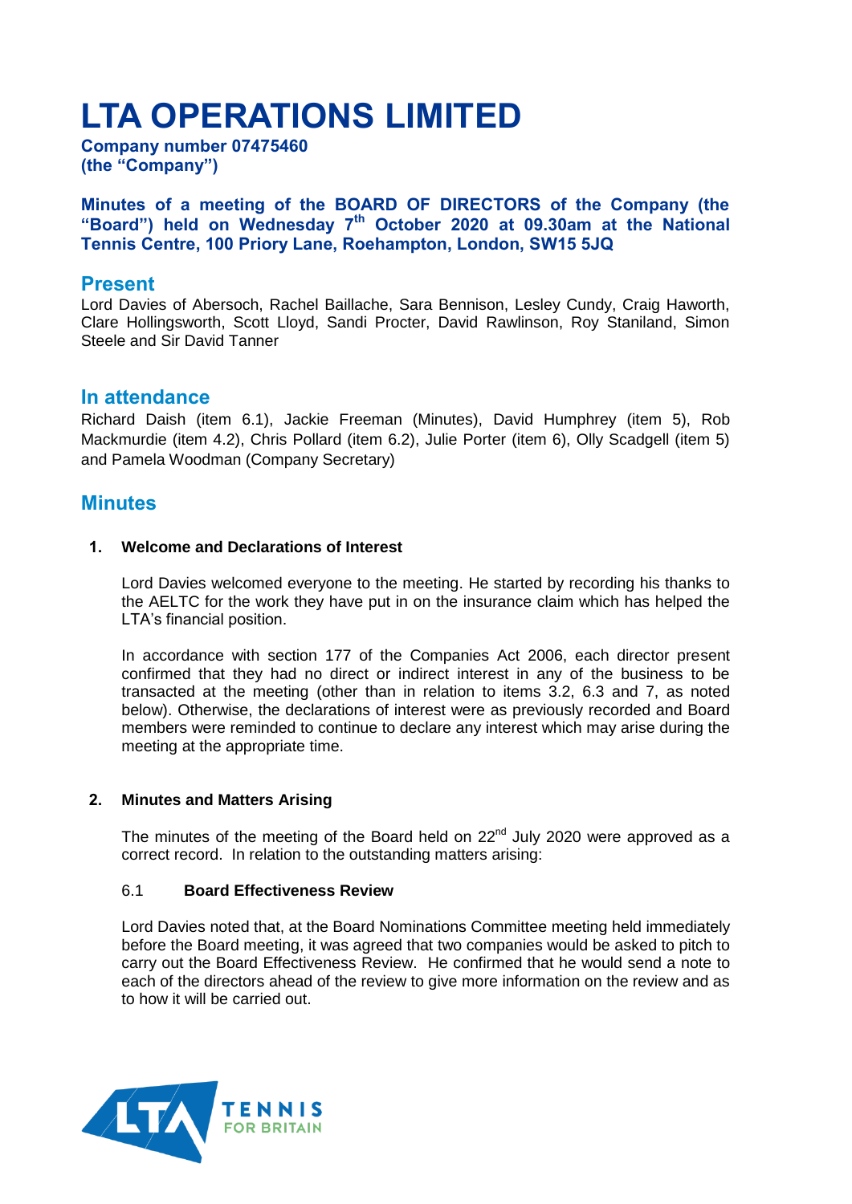# LTA OPERATIONS LIMITED

**Company number 07475460**
**(the "Company")**

**Minutes of a meeting of the BOARD OF DIRECTORS of the Company (the "Board") held on Wednesday 7th October 2020 at 09.30am at the National Tennis Centre, 100 Priory Lane, Roehampton, London, SW15 5JQ**

## Present

Lord Davies of Abersoch, Rachel Baillache, Sara Bennison, Lesley Cundy, Craig Haworth, Clare Hollingsworth, Scott Lloyd, Sandi Procter, David Rawlinson, Roy Staniland, Simon Steele and Sir David Tanner

## In attendance

Richard Daish (item 6.1), Jackie Freeman (Minutes), David Humphrey (item 5), Rob Mackmurdie (item 4.2), Chris Pollard (item 6.2), Julie Porter (item 6), Olly Scadgell (item 5) and Pamela Woodman (Company Secretary)

## Minutes

### 1. Welcome and Declarations of Interest

Lord Davies welcomed everyone to the meeting. He started by recording his thanks to the AELTC for the work they have put in on the insurance claim which has helped the LTA's financial position.

In accordance with section 177 of the Companies Act 2006, each director present confirmed that they had no direct or indirect interest in any of the business to be transacted at the meeting (other than in relation to items 3.2, 6.3 and 7, as noted below). Otherwise, the declarations of interest were as previously recorded and Board members were reminded to continue to declare any interest which may arise during the meeting at the appropriate time.

### 2. Minutes and Matters Arising

The minutes of the meeting of the Board held on 22nd July 2020 were approved as a correct record. In relation to the outstanding matters arising:

#### 6.1 Board Effectiveness Review

Lord Davies noted that, at the Board Nominations Committee meeting held immediately before the Board meeting, it was agreed that two companies would be asked to pitch to carry out the Board Effectiveness Review. He confirmed that he would send a note to each of the directors ahead of the review to give more information on the review and as to how it will be carried out.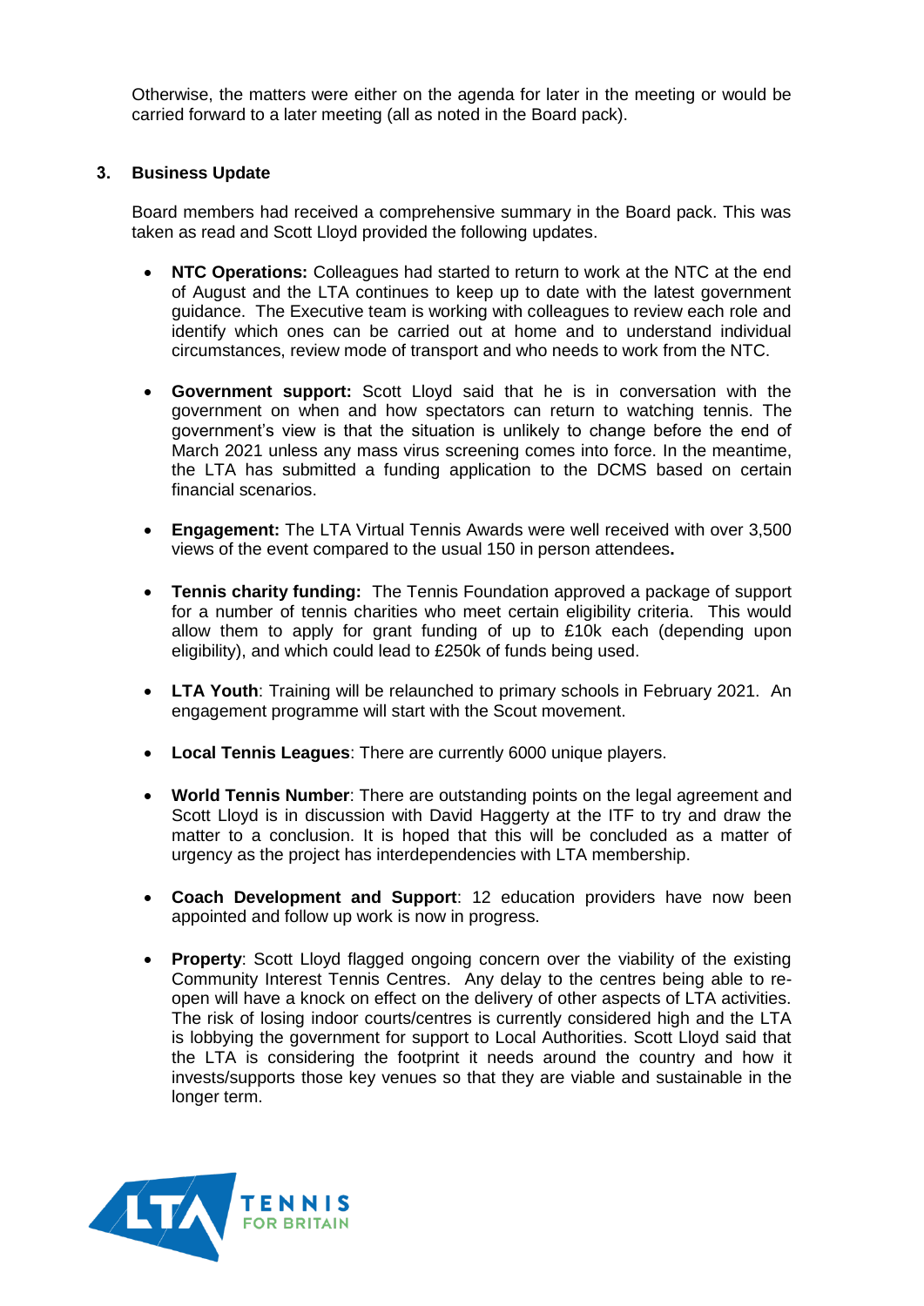Otherwise, the matters were either on the agenda for later in the meeting or would be carried forward to a later meeting (all as noted in the Board pack).

## 3. Business Update

Board members had received a comprehensive summary in the Board pack. This was taken as read and Scott Lloyd provided the following updates.

- **NTC Operations:** Colleagues had started to return to work at the NTC at the end of August and the LTA continues to keep up to date with the latest government guidance. The Executive team is working with colleagues to review each role and identify which ones can be carried out at home and to understand individual circumstances, review mode of transport and who needs to work from the NTC.

- **Government support:** Scott Lloyd said that he is in conversation with the government on when and how spectators can return to watching tennis. The government's view is that the situation is unlikely to change before the end of March 2021 unless any mass virus screening comes into force. In the meantime, the LTA has submitted a funding application to the DCMS based on certain financial scenarios.

- **Engagement:** The LTA Virtual Tennis Awards were well received with over 3,500 views of the event compared to the usual 150 in person attendees**.**

- **Tennis charity funding:** The Tennis Foundation approved a package of support for a number of tennis charities who meet certain eligibility criteria. This would allow them to apply for grant funding of up to £10k each (depending upon eligibility), and which could lead to £250k of funds being used.

- **LTA Youth**: Training will be relaunched to primary schools in February 2021. An engagement programme will start with the Scout movement.

- **Local Tennis Leagues**: There are currently 6000 unique players.

- **World Tennis Number**: There are outstanding points on the legal agreement and Scott Lloyd is in discussion with David Haggerty at the ITF to try and draw the matter to a conclusion. It is hoped that this will be concluded as a matter of urgency as the project has interdependencies with LTA membership.

- **Coach Development and Support**: 12 education providers have now been appointed and follow up work is now in progress.

- **Property**: Scott Lloyd flagged ongoing concern over the viability of the existing Community Interest Tennis Centres. Any delay to the centres being able to re-open will have a knock on effect on the delivery of other aspects of LTA activities. The risk of losing indoor courts/centres is currently considered high and the LTA is lobbying the government for support to Local Authorities. Scott Lloyd said that the LTA is considering the footprint it needs around the country and how it invests/supports those key venues so that they are viable and sustainable in the longer term.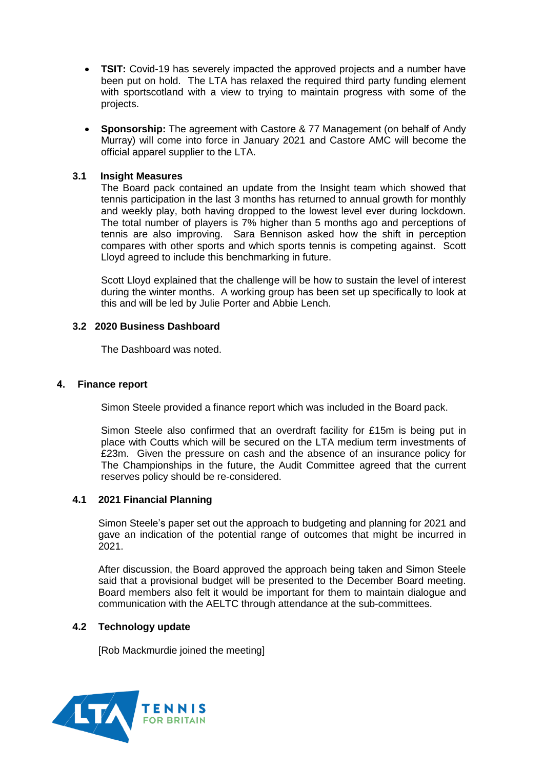- **TSIT:** Covid-19 has severely impacted the approved projects and a number have been put on hold. The LTA has relaxed the required third party funding element with sportscotland with a view to trying to maintain progress with some of the projects.

- **Sponsorship:** The agreement with Castore & 77 Management (on behalf of Andy Murray) will come into force in January 2021 and Castore AMC will become the official apparel supplier to the LTA.

### 3.1 Insight Measures

The Board pack contained an update from the Insight team which showed that tennis participation in the last 3 months has returned to annual growth for monthly and weekly play, both having dropped to the lowest level ever during lockdown. The total number of players is 7% higher than 5 months ago and perceptions of tennis are also improving. Sara Bennison asked how the shift in perception compares with other sports and which sports tennis is competing against. Scott Lloyd agreed to include this benchmarking in future.

Scott Lloyd explained that the challenge will be how to sustain the level of interest during the winter months. A working group has been set up specifically to look at this and will be led by Julie Porter and Abbie Lench.

### 3.2 2020 Business Dashboard

The Dashboard was noted.

## 4. Finance report

Simon Steele provided a finance report which was included in the Board pack.

Simon Steele also confirmed that an overdraft facility for £15m is being put in place with Coutts which will be secured on the LTA medium term investments of £23m. Given the pressure on cash and the absence of an insurance policy for The Championships in the future, the Audit Committee agreed that the current reserves policy should be re-considered.

### 4.1 2021 Financial Planning

Simon Steele's paper set out the approach to budgeting and planning for 2021 and gave an indication of the potential range of outcomes that might be incurred in 2021.

After discussion, the Board approved the approach being taken and Simon Steele said that a provisional budget will be presented to the December Board meeting. Board members also felt it would be important for them to maintain dialogue and communication with the AELTC through attendance at the sub-committees.

### 4.2 Technology update

[Rob Mackmurdie joined the meeting]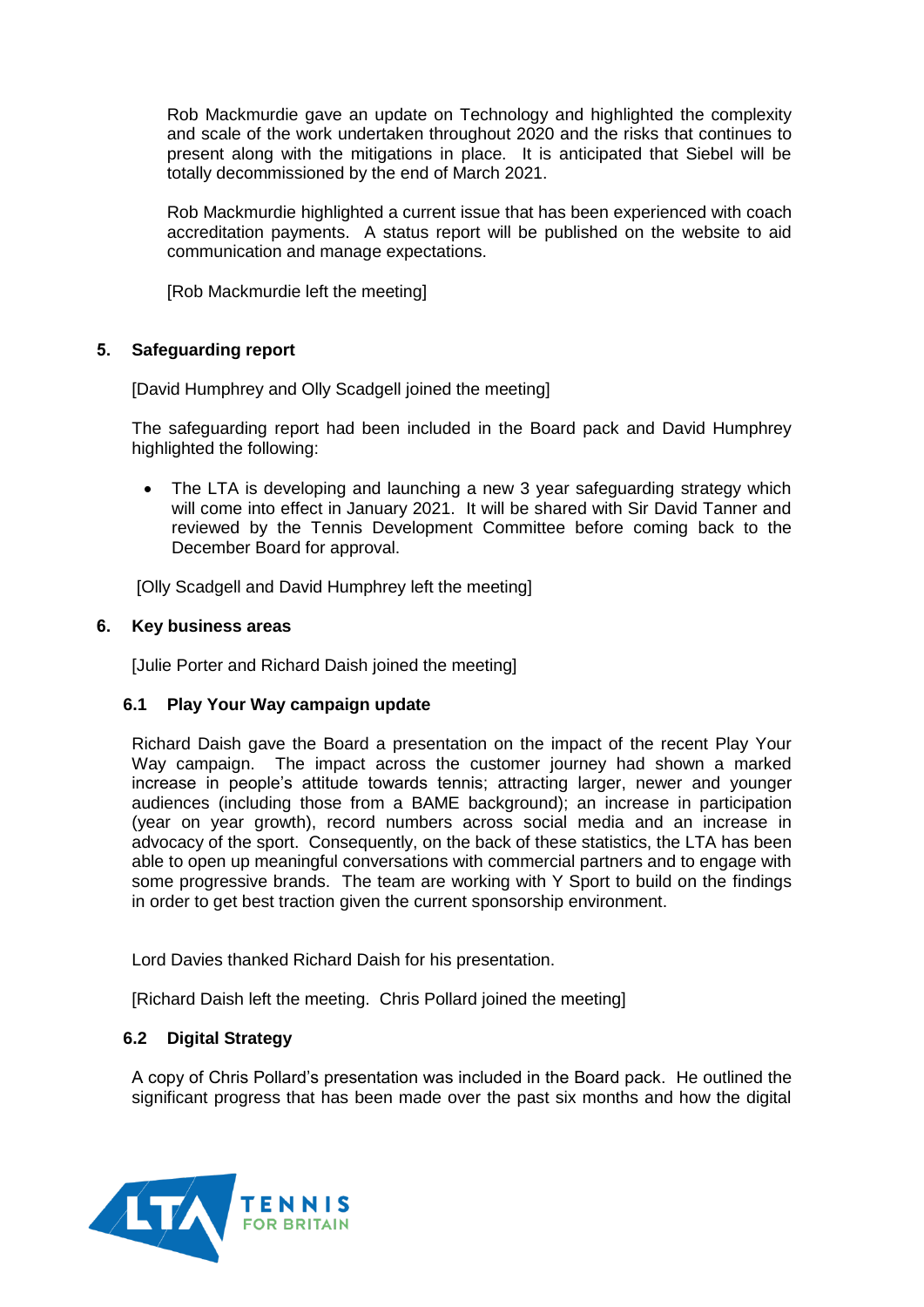Rob Mackmurdie gave an update on Technology and highlighted the complexity and scale of the work undertaken throughout 2020 and the risks that continues to present along with the mitigations in place. It is anticipated that Siebel will be totally decommissioned by the end of March 2021.

Rob Mackmurdie highlighted a current issue that has been experienced with coach accreditation payments. A status report will be published on the website to aid communication and manage expectations.

[Rob Mackmurdie left the meeting]

## 5. Safeguarding report

[David Humphrey and Olly Scadgell joined the meeting]

The safeguarding report had been included in the Board pack and David Humphrey highlighted the following:

- The LTA is developing and launching a new 3 year safeguarding strategy which will come into effect in January 2021. It will be shared with Sir David Tanner and reviewed by the Tennis Development Committee before coming back to the December Board for approval.

[Olly Scadgell and David Humphrey left the meeting]

## 6. Key business areas

[Julie Porter and Richard Daish joined the meeting]

### 6.1 Play Your Way campaign update

Richard Daish gave the Board a presentation on the impact of the recent Play Your Way campaign. The impact across the customer journey had shown a marked increase in people's attitude towards tennis; attracting larger, newer and younger audiences (including those from a BAME background); an increase in participation (year on year growth), record numbers across social media and an increase in advocacy of the sport. Consequently, on the back of these statistics, the LTA has been able to open up meaningful conversations with commercial partners and to engage with some progressive brands. The team are working with Y Sport to build on the findings in order to get best traction given the current sponsorship environment.

Lord Davies thanked Richard Daish for his presentation.

[Richard Daish left the meeting. Chris Pollard joined the meeting]

### 6.2 Digital Strategy

A copy of Chris Pollard's presentation was included in the Board pack. He outlined the significant progress that has been made over the past six months and how the digital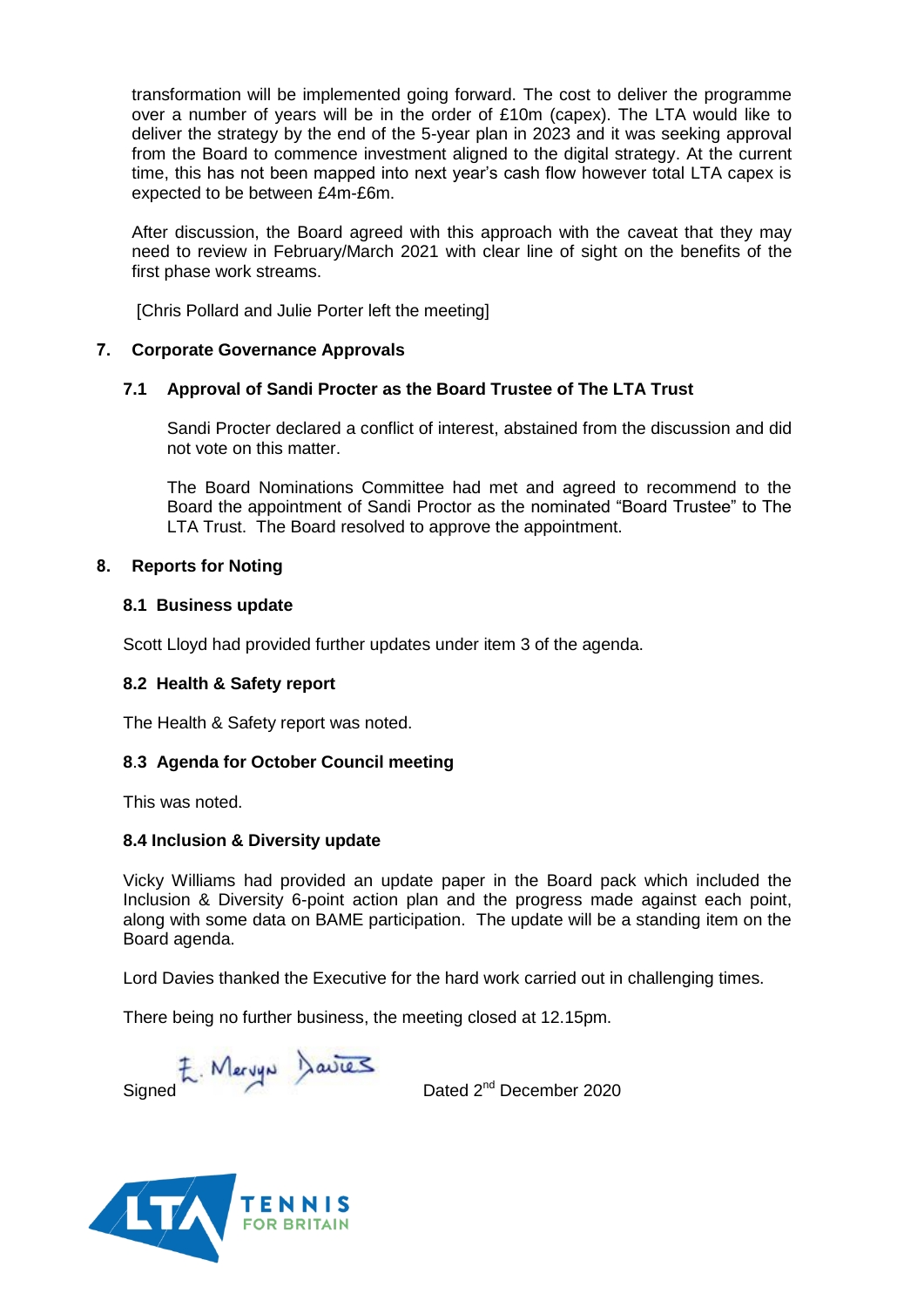transformation will be implemented going forward. The cost to deliver the programme over a number of years will be in the order of £10m (capex). The LTA would like to deliver the strategy by the end of the 5-year plan in 2023 and it was seeking approval from the Board to commence investment aligned to the digital strategy. At the current time, this has not been mapped into next year's cash flow however total LTA capex is expected to be between £4m-£6m.

After discussion, the Board agreed with this approach with the caveat that they may need to review in February/March 2021 with clear line of sight on the benefits of the first phase work streams.

[Chris Pollard and Julie Porter left the meeting]

## 7. Corporate Governance Approvals

### 7.1 Approval of Sandi Procter as the Board Trustee of The LTA Trust

Sandi Procter declared a conflict of interest, abstained from the discussion and did not vote on this matter.

The Board Nominations Committee had met and agreed to recommend to the Board the appointment of Sandi Proctor as the nominated "Board Trustee" to The LTA Trust. The Board resolved to approve the appointment.

## 8. Reports for Noting

### 8.1 Business update

Scott Lloyd had provided further updates under item 3 of the agenda.

### 8.2 Health & Safety report

The Health & Safety report was noted.

### 8.3 Agenda for October Council meeting

This was noted.

### 8.4 Inclusion & Diversity update

Vicky Williams had provided an update paper in the Board pack which included the Inclusion & Diversity 6-point action plan and the progress made against each point, along with some data on BAME participation. The update will be a standing item on the Board agenda.

Lord Davies thanked the Executive for the hard work carried out in challenging times.

There being no further business, the meeting closed at 12.15pm.

Signed E. Mervyn Davies        Dated 2nd December 2020

LTA TENNIS FOR BRITAIN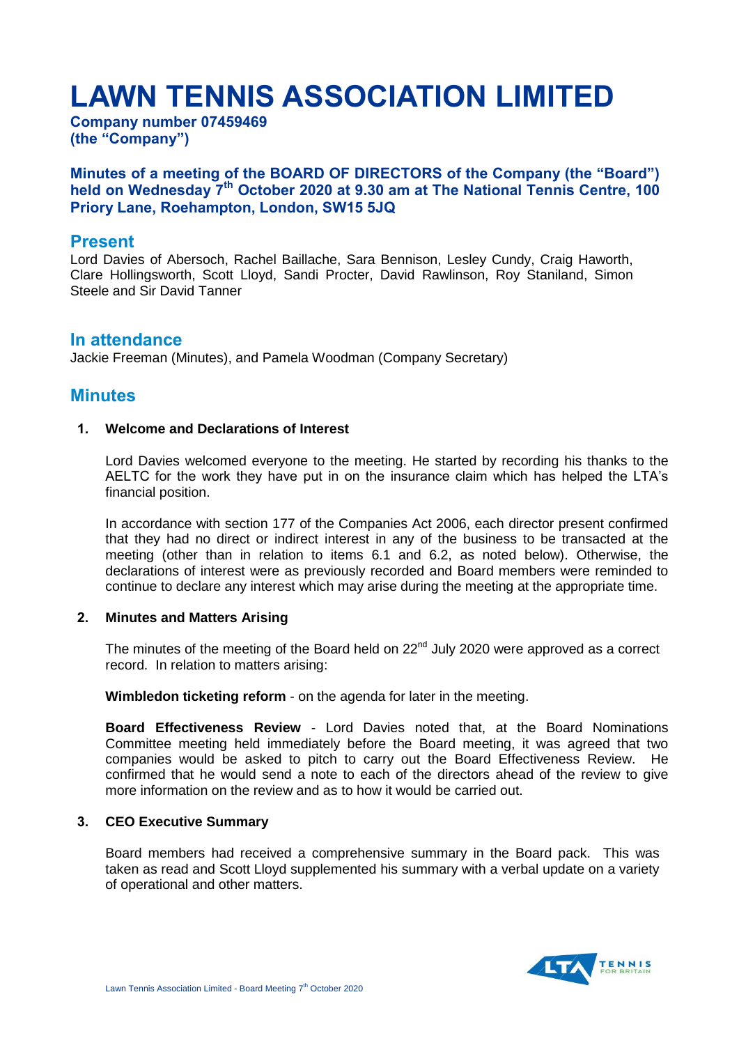# LAWN TENNIS ASSOCIATION LIMITED

**Company number 07459469**
**(the "Company")**

**Minutes of a meeting of the BOARD OF DIRECTORS of the Company (the "Board") held on Wednesday 7th October 2020 at 9.30 am at The National Tennis Centre, 100 Priory Lane, Roehampton, London, SW15 5JQ**

## Present

Lord Davies of Abersoch, Rachel Baillache, Sara Bennison, Lesley Cundy, Craig Haworth, Clare Hollingsworth, Scott Lloyd, Sandi Procter, David Rawlinson, Roy Staniland, Simon Steele and Sir David Tanner

## In attendance

Jackie Freeman (Minutes), and Pamela Woodman (Company Secretary)

## Minutes

**1. Welcome and Declarations of Interest**

Lord Davies welcomed everyone to the meeting. He started by recording his thanks to the AELTC for the work they have put in on the insurance claim which has helped the LTA's financial position.

In accordance with section 177 of the Companies Act 2006, each director present confirmed that they had no direct or indirect interest in any of the business to be transacted at the meeting (other than in relation to items 6.1 and 6.2, as noted below). Otherwise, the declarations of interest were as previously recorded and Board members were reminded to continue to declare any interest which may arise during the meeting at the appropriate time.

**2. Minutes and Matters Arising**

The minutes of the meeting of the Board held on 22nd July 2020 were approved as a correct record. In relation to matters arising:

**Wimbledon ticketing reform** - on the agenda for later in the meeting.

**Board Effectiveness Review** - Lord Davies noted that, at the Board Nominations Committee meeting held immediately before the Board meeting, it was agreed that two companies would be asked to pitch to carry out the Board Effectiveness Review. He confirmed that he would send a note to each of the directors ahead of the review to give more information on the review and as to how it would be carried out.

**3. CEO Executive Summary**

Board members had received a comprehensive summary in the Board pack. This was taken as read and Scott Lloyd supplemented his summary with a verbal update on a variety of operational and other matters.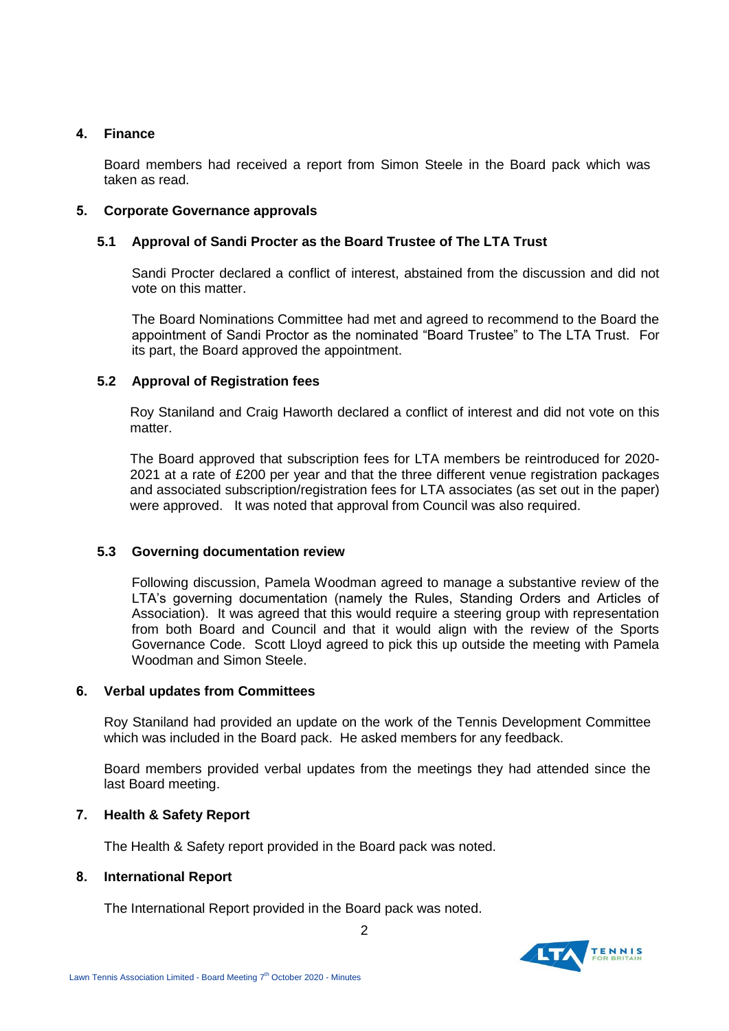## 4. Finance

Board members had received a report from Simon Steele in the Board pack which was taken as read.

## 5. Corporate Governance approvals

### 5.1 Approval of Sandi Procter as the Board Trustee of The LTA Trust

Sandi Procter declared a conflict of interest, abstained from the discussion and did not vote on this matter.

The Board Nominations Committee had met and agreed to recommend to the Board the appointment of Sandi Proctor as the nominated "Board Trustee" to The LTA Trust. For its part, the Board approved the appointment.

### 5.2 Approval of Registration fees

Roy Staniland and Craig Haworth declared a conflict of interest and did not vote on this matter.

The Board approved that subscription fees for LTA members be reintroduced for 2020-2021 at a rate of £200 per year and that the three different venue registration packages and associated subscription/registration fees for LTA associates (as set out in the paper) were approved. It was noted that approval from Council was also required.

### 5.3 Governing documentation review

Following discussion, Pamela Woodman agreed to manage a substantive review of the LTA's governing documentation (namely the Rules, Standing Orders and Articles of Association). It was agreed that this would require a steering group with representation from both Board and Council and that it would align with the review of the Sports Governance Code. Scott Lloyd agreed to pick this up outside the meeting with Pamela Woodman and Simon Steele.

## 6. Verbal updates from Committees

Roy Staniland had provided an update on the work of the Tennis Development Committee which was included in the Board pack. He asked members for any feedback.

Board members provided verbal updates from the meetings they had attended since the last Board meeting.

## 7. Health & Safety Report

The Health & Safety report provided in the Board pack was noted.

## 8. International Report

The International Report provided in the Board pack was noted.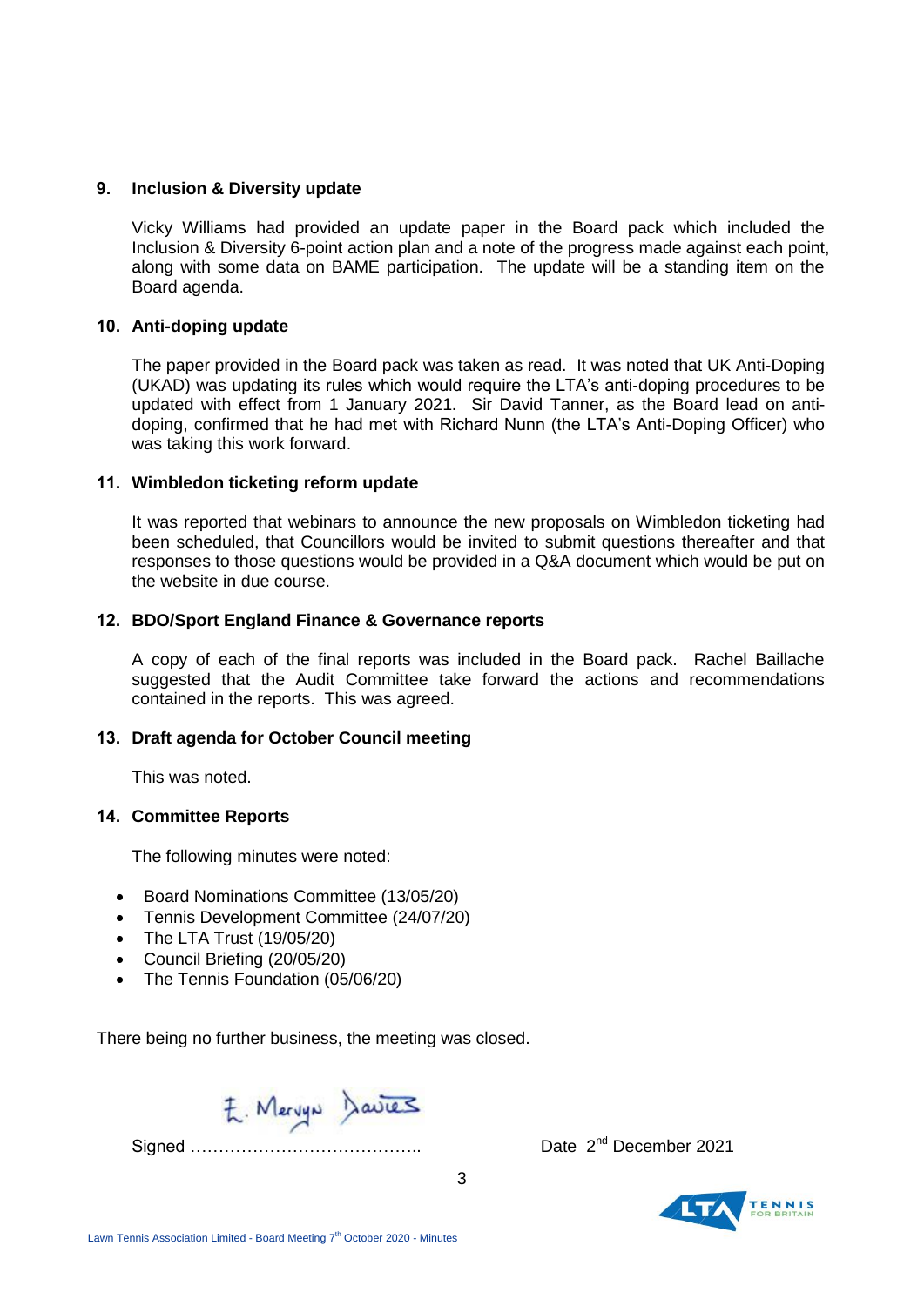### 9. Inclusion & Diversity update

Vicky Williams had provided an update paper in the Board pack which included the Inclusion & Diversity 6-point action plan and a note of the progress made against each point, along with some data on BAME participation. The update will be a standing item on the Board agenda.

### 10. Anti-doping update

The paper provided in the Board pack was taken as read. It was noted that UK Anti-Doping (UKAD) was updating its rules which would require the LTA's anti-doping procedures to be updated with effect from 1 January 2021. Sir David Tanner, as the Board lead on anti-doping, confirmed that he had met with Richard Nunn (the LTA's Anti-Doping Officer) who was taking this work forward.

### 11. Wimbledon ticketing reform update

It was reported that webinars to announce the new proposals on Wimbledon ticketing had been scheduled, that Councillors would be invited to submit questions thereafter and that responses to those questions would be provided in a Q&A document which would be put on the website in due course.

### 12. BDO/Sport England Finance & Governance reports

A copy of each of the final reports was included in the Board pack. Rachel Baillache suggested that the Audit Committee take forward the actions and recommendations contained in the reports. This was agreed.

### 13. Draft agenda for October Council meeting

This was noted.

### 14. Committee Reports

The following minutes were noted:

- Board Nominations Committee (13/05/20)
- Tennis Development Committee (24/07/20)
- The LTA Trust (19/05/20)
- Council Briefing (20/05/20)
- The Tennis Foundation (05/06/20)

There being no further business, the meeting was closed.

Signed ………………………………….. E. Mervyn Davies

Date 2nd December 2021